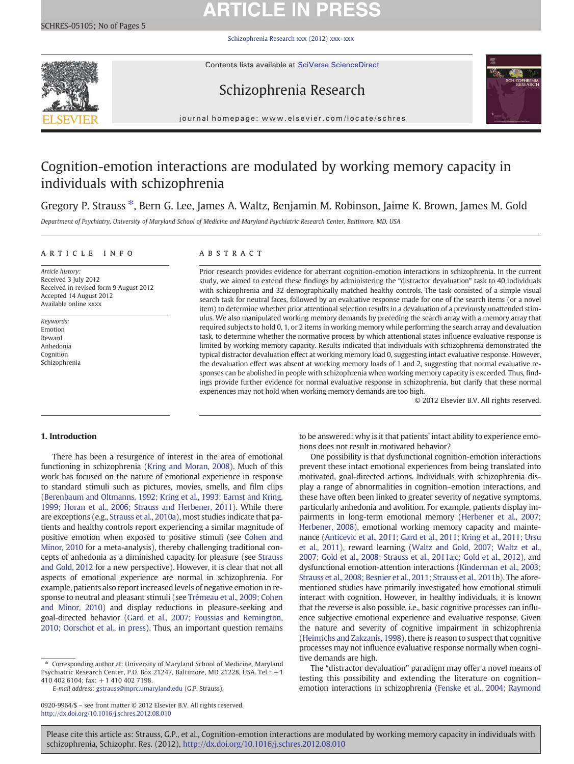# Cognition-emotion interactions are modulated by working memory capacity in individuals with schizophrenia

Gregory P. Strauss *, Bern G. Lee, James A. Waltz, Benjamin M. Robinson, Jaime K. Brown, James M. Gold

*Department of Psychiatry, University of Maryland School of Medicine and Maryland Psychiatric Research Center, Baltimore, MD, USA*

## ARTICLE INFO

*Article history:*
Received 3 July 2012
Received in revised form 9 August 2012
Accepted 14 August 2012
Available online xxxx

*Keywords:*
Emotion
Reward
Anhedonia
Cognition
Schizophrenia

## ABSTRACT

Prior research provides evidence for aberrant cognition-emotion interactions in schizophrenia. In the current study, we aimed to extend these findings by administering the "distractor devaluation" task to 40 individuals with schizophrenia and 32 demographically matched healthy controls. The task consisted of a simple visual search task for neutral faces, followed by an evaluative response made for one of the search items (or a novel item) to determine whether prior attentional selection results in a devaluation of a previously unattended stimulus. We also manipulated working memory demands by preceding the search array with a memory array that required subjects to hold 0, 1, or 2 items in working memory while performing the search array and devaluation task, to determine whether the normative process by which attentional states influence evaluative response is limited by working memory capacity. Results indicated that individuals with schizophrenia demonstrated the typical distractor devaluation effect at working memory load 0, suggesting intact evaluative response. However, the devaluation effect was absent at working memory loads of 1 and 2, suggesting that normal evaluative responses can be abolished in people with schizophrenia when working memory capacity is exceeded. Thus, findings provide further evidence for normal evaluative response in schizophrenia, but clarify that these normal experiences may not hold when working memory demands are too high.

© 2012 Elsevier B.V. All rights reserved.

## 1. Introduction

There has been a resurgence of interest in the area of emotional functioning in schizophrenia (Kring and Moran, 2008). Much of this work has focused on the nature of emotional experience in response to standard stimuli such as pictures, movies, smells, and film clips (Berenbaum and Oltmanns, 1992; Kring et al., 1993; Earnst and Kring, 1999; Horan et al., 2006; Strauss and Herbener, 2011). While there are exceptions (e.g., Strauss et al., 2010a), most studies indicate that patients and healthy controls report experiencing a similar magnitude of positive emotion when exposed to positive stimuli (see Cohen and Minor, 2010 for a meta-analysis), thereby challenging traditional concepts of anhedonia as a diminished capacity for pleasure (see Strauss and Gold, 2012 for a new perspective). However, it is clear that not all aspects of emotional experience are normal in schizophrenia. For example, patients also report increased levels of negative emotion in response to neutral and pleasant stimuli (see Trémeau et al., 2009; Cohen and Minor, 2010) and display reductions in pleasure-seeking and goal-directed behavior (Gard et al., 2007; Foussias and Remington, 2010; Oorschot et al., in press). Thus, an important question remains to be answered: why is it that patients' intact ability to experience emotions does not result in motivated behavior?

One possibility is that dysfunctional cognition-emotion interactions prevent these intact emotional experiences from being translated into motivated, goal-directed actions. Individuals with schizophrenia display a range of abnormalities in cognition–emotion interactions, and these have often been linked to greater severity of negative symptoms, particularly anhedonia and avolition. For example, patients display impairments in long-term emotional memory (Herbener et al., 2007; Herbener, 2008), emotional working memory capacity and maintenance (Anticevic et al., 2011; Gard et al., 2011; Kring et al., 2011; Ursu et al., 2011), reward learning (Waltz and Gold, 2007; Waltz et al., 2007; Gold et al., 2008; Strauss et al., 2011a,c; Gold et al., 2012), and dysfunctional emotion-attention interactions (Kinderman et al., 2003; Strauss et al., 2008; Besnier et al., 2011; Strauss et al., 2011b). The aforementioned studies have primarily investigated how emotional stimuli interact with cognition. However, in healthy individuals, it is known that the reverse is also possible, i.e., basic cognitive processes can influence subjective emotional experience and evaluative response. Given the nature and severity of cognitive impairment in schizophrenia (Heinrichs and Zakzanis, 1998), there is reason to suspect that cognitive processes may not influence evaluative response normally when cognitive demands are high.

The "distractor devaluation" paradigm may offer a novel means of testing this possibility and extending the literature on cognition–emotion interactions in schizophrenia (Fenske et al., 2004; Raymond

---

* Corresponding author at: University of Maryland School of Medicine, Maryland Psychiatric Research Center, P.O. Box 21247, Baltimore, MD 21228, USA. Tel.: +1 410 402 6104; fax: +1 410 402 7198.
*E-mail address:* gstrauss@mprc.umaryland.edu (G.P. Strauss).

0920-9964/$ – see front matter © 2012 Elsevier B.V. All rights reserved.
http://dx.doi.org/10.1016/j.schres.2012.08.010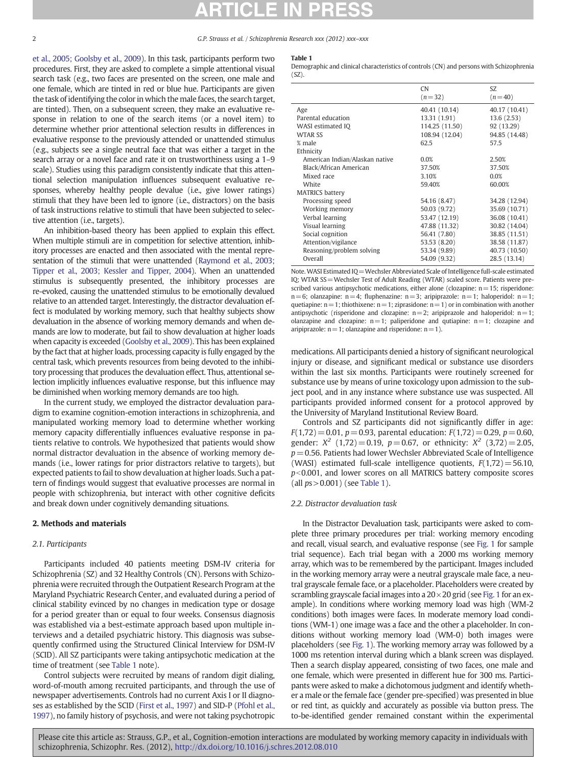et al., 2005; Goolsby et al., 2009). In this task, participants perform two procedures. First, they are asked to complete a simple attentional visual search task (e.g., two faces are presented on the screen, one male and one female, which are tinted in red or blue hue. Participants are given the task of identifying the color in which the male faces, the search target, are tinted). Then, on a subsequent screen, they make an evaluative response in relation to one of the search items (or a novel item) to determine whether prior attentional selection results in differences in evaluative response to the previously attended or unattended stimulus (e.g., subjects see a single neutral face that was either a target in the search array or a novel face and rate it on trustworthiness using a 1–9 scale). Studies using this paradigm consistently indicate that this attentional selection manipulation influences subsequent evaluative responses, whereby healthy people devalue (i.e., give lower ratings) stimuli that they have been led to ignore (i.e., distractors) on the basis of task instructions relative to stimuli that have been subjected to selective attention (i.e., targets).

An inhibition-based theory has been applied to explain this effect. When multiple stimuli are in competition for selective attention, inhibitory processes are enacted and then associated with the mental representation of the stimuli that were unattended (Raymond et al., 2003; Tipper et al., 2003; Kessler and Tipper, 2004). When an unattended stimulus is subsequently presented, the inhibitory processes are re-evoked, causing the unattended stimulus to be emotionally devalued relative to an attended target. Interestingly, the distractor devaluation effect is modulated by working memory, such that healthy subjects show devaluation in the absence of working memory demands and when demands are low to moderate, but fail to show devaluation at higher loads when capacity is exceeded (Goolsby et al., 2009). This has been explained by the fact that at higher loads, processing capacity is fully engaged by the central task, which prevents resources from being devoted to the inhibitory processing that produces the devaluation effect. Thus, attentional selection implicitly influences evaluative response, but this influence may be diminished when working memory demands are too high.

In the current study, we employed the distractor devaluation paradigm to examine cognition-emotion interactions in schizophrenia, and manipulated working memory load to determine whether working memory capacity differentially influences evaluative response in patients relative to controls. We hypothesized that patients would show normal distractor devaluation in the absence of working memory demands (i.e., lower ratings for prior distractors relative to targets), but expected patients to fail to show devaluation at higher loads. Such a pattern of findings would suggest that evaluative processes are normal in people with schizophrenia, but interact with other cognitive deficits and break down under cognitively demanding situations.

## 2. Methods and materials

### 2.1. Participants

Participants included 40 patients meeting DSM-IV criteria for Schizophrenia (SZ) and 32 Healthy Controls (CN). Persons with Schizophrenia were recruited through the Outpatient Research Program at the Maryland Psychiatric Research Center, and evaluated during a period of clinical stability evinced by no changes in medication type or dosage for a period greater than or equal to four weeks. Consensus diagnosis was established via a best-estimate approach based upon multiple interviews and a detailed psychiatric history. This diagnosis was subsequently confirmed using the Structured Clinical Interview for DSM-IV (SCID). All SZ participants were taking antipsychotic medication at the time of treatment (see Table 1 note).

Control subjects were recruited by means of random digit dialing, word-of-mouth among recruited participants, and through the use of newspaper advertisements. Controls had no current Axis I or II diagnoses as established by the SCID (First et al., 1997) and SID-P (Pfohl et al., 1997), no family history of psychosis, and were not taking psychotropic medications. All participants denied a history of significant neurological injury or disease, and significant medical or substance use disorders within the last six months. Participants were routinely screened for substance use by means of urine toxicology upon admission to the subject pool, and in any instance where substance use was suspected. All participants provided informed consent for a protocol approved by the University of Maryland Institutional Review Board.

Controls and SZ participants did not significantly differ in age: $F(1,72)=0.01$, $p=0.93$, parental education: $F(1,72)=0.29$, $p=0.60$, gender: $X^2$ $(1,72)=0.19$, $p=0.67$, or ethnicity: $X^2$ $(3,72)=2.05$, $p=0.56$. Patients had lower Wechsler Abbreviated Scale of Intelligence (WASI) estimated full-scale intelligence quotients, $F(1,72)=56.10$, $p<0.001$, and lower scores on all MATRICS battery composite scores (all $ps>0.001$) (see Table 1).

**Table 1**
Demographic and clinical characteristics of controls (CN) and persons with Schizophrenia (SZ).

| | CN ($n=32$) | SZ ($n=40$) |
|---|---|---|
| Age | 40.41 (10.14) | 40.17 (10.41) |
| Parental education | 13.31 (1.91) | 13.6 (2.53) |
| WASI estimated IQ | 114.25 (11.50) | 92 (13.29) |
| WTAR SS | 108.94 (12.04) | 94.85 (14.48) |
| % male | 62.5 | 57.5 |
| Ethnicity | | |
| American Indian/Alaskan native | 0.0% | 2.50% |
| Black/African American | 37.50% | 37.50% |
| Mixed race | 3.10% | 0.0% |
| White | 59.40% | 60.00% |
| MATRICS battery | | |
| Processing speed | 54.16 (8.47) | 34.28 (12.94) |
| Working memory | 50.03 (9.72) | 35.69 (10.71) |
| Verbal learning | 53.47 (12.19) | 36.08 (10.41) |
| Visual learning | 47.88 (11.32) | 30.82 (14.04) |
| Social cognition | 56.41 (7.80) | 38.85 (11.51) |
| Attention/vigilance | 53.53 (8.20) | 38.58 (11.87) |
| Reasoning/problem solving | 53.34 (9.89) | 40.73 (10.50) |
| Overall | 54.09 (9.32) | 28.5 (13.14) |

Note. WASI Estimated IQ = Wechsler Abbreviated Scale of Intelligence full-scale estimated IQ; WTAR SS = Wechsler Test of Adult Reading (WTAR) scaled score. Patients were prescribed various antipsychotic medications, either alone (clozapine: n = 15; risperidone: n = 6; olanzapine: n = 4; fluphenazine: n = 3; aripiprazole: n = 1; haloperidol: n = 1; quetiapine: n = 1; thiothixene: n = 1; ziprasidone: n = 1) or in combination with another antipsychotic (risperidone and clozapine: n = 2; aripiprazole and haloperidol: n = 1; olanzapine and clozapine: n = 1; paliperidone and qutiapine: n = 1; clozapine and aripiprazole: n = 1; olanzapine and risperidone: n = 1).

### 2.2. Distractor devaluation task

In the Distractor Devaluation task, participants were asked to complete three primary procedures per trial: working memory encoding and recall, visual search, and evaluative response (see Fig. 1 for sample trial sequence). Each trial began with a 2000 ms working memory array, which was to be remembered by the participant. Images included in the working memory array were a neutral grayscale male face, a neutral grayscale female face, or a placeholder. Placeholders were created by scrambling grayscale facial images into a 20 × 20 grid (see Fig. 1 for an example). In conditions where working memory load was high (WM-2 conditions) both images were faces. In moderate memory load conditions (WM-1) one image was a face and the other a placeholder. In conditions without working memory load (WM-0) both images were placeholders (see Fig. 1). The working memory array was followed by a 1000 ms retention interval during which a blank screen was displayed. Then a search display appeared, consisting of two faces, one male and one female, which were presented in different hue for 300 ms. Participants were asked to make a dichotomous judgment and identify whether a male or the female face (gender pre-specified) was presented in blue or red tint, as quickly and accurately as possible via button press. The to-be-identified gender remained constant within the experimental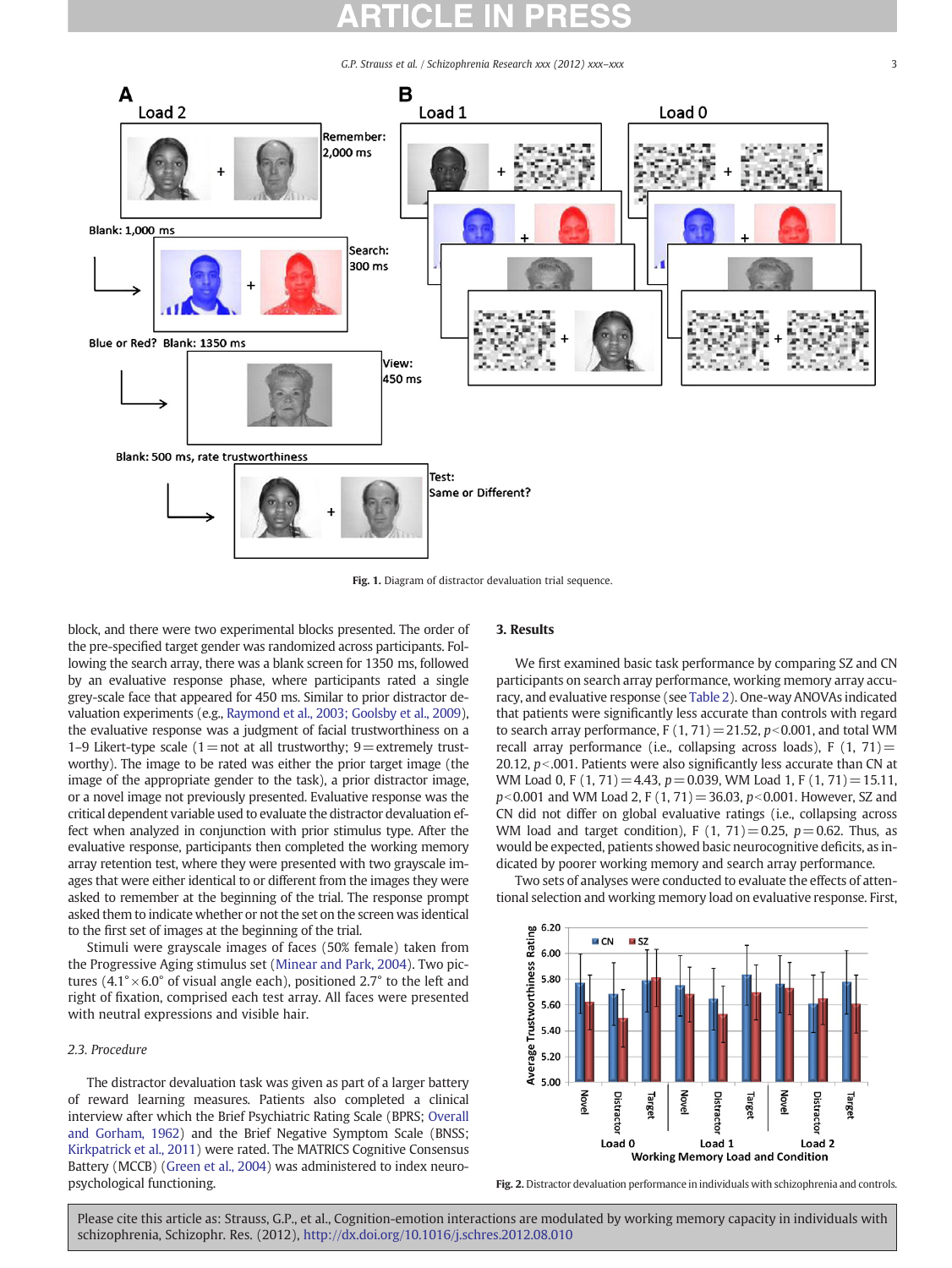Fig. 1. Diagram of distractor devaluation trial sequence.

block, and there were two experimental blocks presented. The order of the pre-specified target gender was randomized across participants. Following the search array, there was a blank screen for 1350 ms, followed by an evaluative response phase, where participants rated a single grey-scale face that appeared for 450 ms. Similar to prior distractor devaluation experiments (e.g., Raymond et al., 2003; Goolsby et al., 2009), the evaluative response was a judgment of facial trustworthiness on a 1–9 Likert-type scale (1 = not at all trustworthy; 9 = extremely trustworthy). The image to be rated was either the prior target image (the image of the appropriate gender to the task), a prior distractor image, or a novel image not previously presented. Evaluative response was the critical dependent variable used to evaluate the distractor devaluation effect when analyzed in conjunction with prior stimulus type. After the evaluative response, participants then completed the working memory array retention test, where they were presented with two grayscale images that were either identical to or different from the images they were asked to remember at the beginning of the trial. The response prompt asked them to indicate whether or not the set on the screen was identical to the first set of images at the beginning of the trial.

Stimuli were grayscale images of faces (50% female) taken from the Progressive Aging stimulus set (Minear and Park, 2004). Two pictures ($4.1° \times 6.0°$ of visual angle each), positioned 2.7° to the left and right of fixation, comprised each test array. All faces were presented with neutral expressions and visible hair.

*2.3. Procedure*

The distractor devaluation task was given as part of a larger battery of reward learning measures. Patients also completed a clinical interview after which the Brief Psychiatric Rating Scale (BPRS; Overall and Gorham, 1962) and the Brief Negative Symptom Scale (BNSS; Kirkpatrick et al., 2011) were rated. The MATRICS Cognitive Consensus Battery (MCCB) (Green et al., 2004) was administered to index neuropsychological functioning.

## 3. Results

We first examined basic task performance by comparing SZ and CN participants on search array performance, working memory array accuracy, and evaluative response (see Table 2). One-way ANOVAs indicated that patients were significantly less accurate than controls with regard to search array performance, $F(1, 71) = 21.52$, $p < 0.001$, and total WM recall array performance (i.e., collapsing across loads), $F(1, 71) = 20.12$, $p < .001$. Patients were also significantly less accurate than CN at WM Load 0, $F(1, 71) = 4.43$, $p = 0.039$, WM Load 1, $F(1, 71) = 15.11$, $p < 0.001$ and WM Load 2, $F(1, 71) = 36.03$, $p < 0.001$. However, SZ and CN did not differ on global evaluative ratings (i.e., collapsing across WM load and target condition), $F(1, 71) = 0.25$, $p = 0.62$. Thus, as would be expected, patients showed basic neurocognitive deficits, as indicated by poorer working memory and search array performance.

Two sets of analyses were conducted to evaluate the effects of attentional selection and working memory load on evaluative response. First,

Fig. 2. Distractor devaluation performance in individuals with schizophrenia and controls.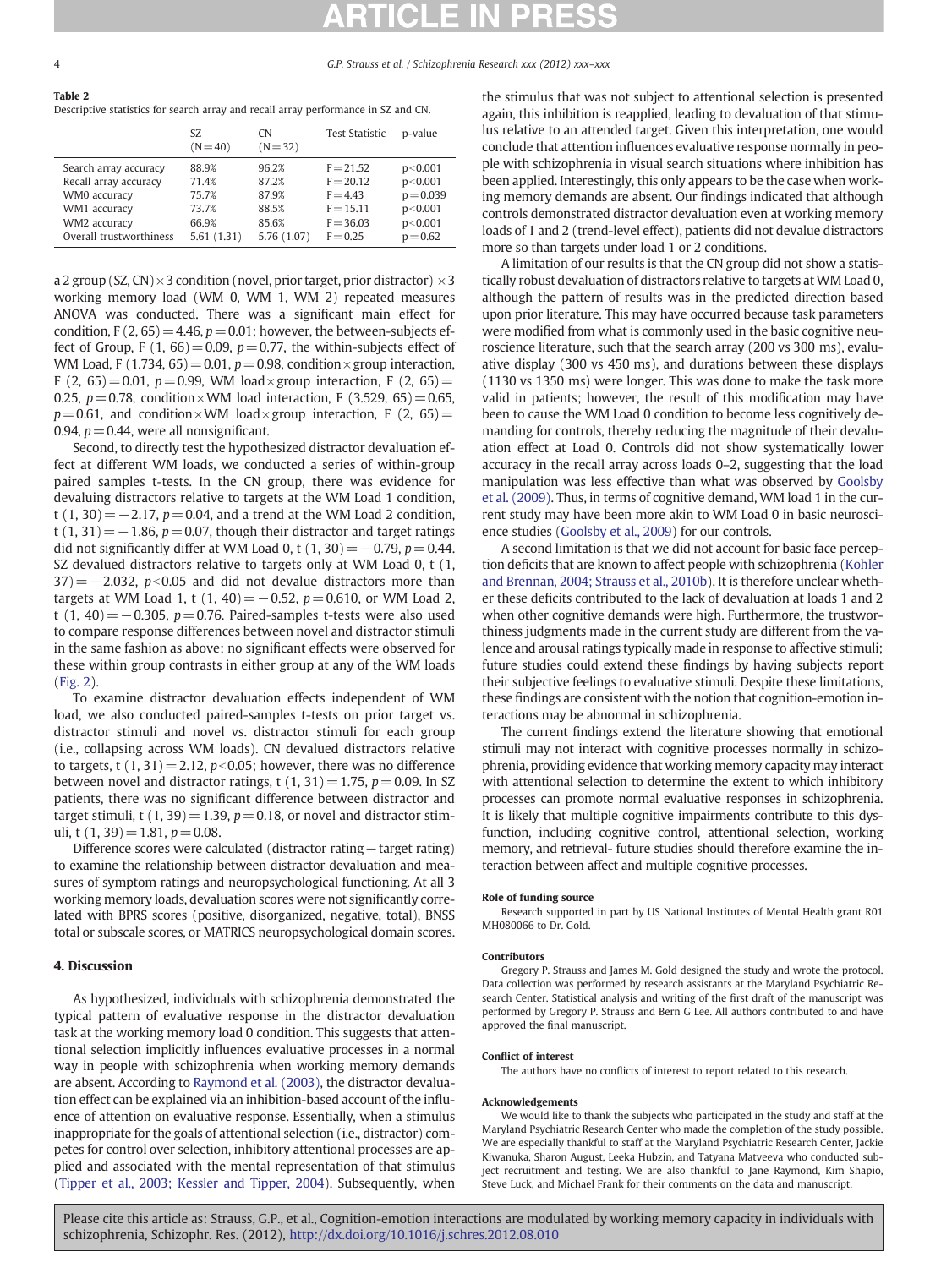**Table 2**
Descriptive statistics for search array and recall array performance in SZ and CN.

| | SZ (N = 40) | CN (N = 32) | Test Statistic | p-value |
|---|---|---|---|---|
| Search array accuracy | 88.9% | 96.2% | F = 21.52 | p < 0.001 |
| Recall array accuracy | 71.4% | 87.2% | F = 20.12 | p < 0.001 |
| WM0 accuracy | 75.7% | 87.9% | F = 4.43 | p = 0.039 |
| WM1 accuracy | 73.7% | 88.5% | F = 15.11 | p < 0.001 |
| WM2 accuracy | 66.9% | 85.6% | F = 36.03 | p < 0.001 |
| Overall trustworthiness | 5.61 (1.31) | 5.76 (1.07) | F = 0.25 | p = 0.62 |

a 2 group (SZ, CN) × 3 condition (novel, prior target, prior distractor) × 3 working memory load (WM 0, WM 1, WM 2) repeated measures ANOVA was conducted. There was a significant main effect for condition, $F(2, 65) = 4.46$, $p = 0.01$; however, the between-subjects effect of Group, $F(1, 66) = 0.09$, $p = 0.77$, the within-subjects effect of WM Load, $F(1.734, 65) = 0.01$, $p = 0.98$, condition × group interaction, $F(2, 65) = 0.01$, $p = 0.99$, WM load × group interaction, $F(2, 65) = 0.25$, $p = 0.78$, condition × WM load interaction, $F(3.529, 65) = 0.65$, $p = 0.61$, and condition × WM load × group interaction, $F(2, 65) = 0.94$, $p = 0.44$, were all nonsignificant.

Second, to directly test the hypothesized distractor devaluation effect at different WM loads, we conducted a series of within-group paired samples t-tests. In the CN group, there was evidence for devaluing distractors relative to targets at the WM Load 1 condition, $t(1, 30) = -2.17$, $p = 0.04$, and a trend at the WM Load 2 condition, $t(1, 31) = -1.86$, $p = 0.07$, though their distractor and target ratings did not significantly differ at WM Load 0, $t(1, 30) = -0.79$, $p = 0.44$. SZ devalued distractors relative to targets only at WM Load 0, $t(1, 37) = -2.032$, $p < 0.05$ and did not devalue distractors more than targets at WM Load 1, $t(1, 40) = -0.52$, $p = 0.610$, or WM Load 2, $t(1, 40) = -0.305$, $p = 0.76$. Paired-samples t-tests were also used to compare response differences between novel and distractor stimuli in the same fashion as above; no significant effects were observed for these within group contrasts in either group at any of the WM loads (Fig. 2).

To examine distractor devaluation effects independent of WM load, we also conducted paired-samples t-tests on prior target vs. distractor stimuli and novel vs. distractor stimuli for each group (i.e., collapsing across WM loads). CN devalued distractors relative to targets, $t(1, 31) = 2.12$, $p < 0.05$; however, there was no difference between novel and distractor ratings, $t(1, 31) = 1.75$, $p = 0.09$. In SZ patients, there was no significant difference between distractor and target stimuli, $t(1, 39) = 1.39$, $p = 0.18$, or novel and distractor stimuli, $t(1, 39) = 1.81$, $p = 0.08$.

Difference scores were calculated (distractor rating − target rating) to examine the relationship between distractor devaluation and measures of symptom ratings and neuropsychological functioning. At all 3 working memory loads, devaluation scores were not significantly correlated with BPRS scores (positive, disorganized, negative, total), BNSS total or subscale scores, or MATRICS neuropsychological domain scores.

## 4. Discussion

As hypothesized, individuals with schizophrenia demonstrated the typical pattern of evaluative response in the distractor devaluation task at the working memory load 0 condition. This suggests that attentional selection implicitly influences evaluative processes in a normal way in people with schizophrenia when working memory demands are absent. According to Raymond et al. (2003), the distractor devaluation effect can be explained via an inhibition-based account of the influence of attention on evaluative response. Essentially, when a stimulus inappropriate for the goals of attentional selection (i.e., distractor) competes for control over selection, inhibitory attentional processes are applied and associated with the mental representation of that stimulus (Tipper et al., 2003; Kessler and Tipper, 2004). Subsequently, when the stimulus that was not subject to attentional selection is presented again, this inhibition is reapplied, leading to devaluation of that stimulus relative to an attended target. Given this interpretation, one would conclude that attention influences evaluative response normally in people with schizophrenia in visual search situations where inhibition has been applied. Interestingly, this only appears to be the case when working memory demands are absent. Our findings indicated that although controls demonstrated distractor devaluation even at working memory loads of 1 and 2 (trend-level effect), patients did not devalue distractors more so than targets under load 1 or 2 conditions.

A limitation of our results is that the CN group did not show a statistically robust devaluation of distractors relative to targets at WM Load 0, although the pattern of results was in the predicted direction based upon prior literature. This may have occurred because task parameters were modified from what is commonly used in the basic cognitive neuroscience literature, such that the search array (200 vs 300 ms), evaluative display (300 vs 450 ms), and durations between these displays (1130 vs 1350 ms) were longer. This was done to make the task more valid in patients; however, the result of this modification may have been to cause the WM Load 0 condition to become less cognitively demanding for controls, thereby reducing the magnitude of their devaluation effect at Load 0. Controls did not show systematically lower accuracy in the recall array across loads 0–2, suggesting that the load manipulation was less effective than what was observed by Goolsby et al. (2009). Thus, in terms of cognitive demand, WM load 1 in the current study may have been more akin to WM Load 0 in basic neuroscience studies (Goolsby et al., 2009) for our controls.

A second limitation is that we did not account for basic face perception deficits that are known to affect people with schizophrenia (Kohler and Brennan, 2004; Strauss et al., 2010b). It is therefore unclear whether these deficits contributed to the lack of devaluation at loads 1 and 2 when other cognitive demands were high. Furthermore, the trustworthiness judgments made in the current study are different from the valence and arousal ratings typically made in response to affective stimuli; future studies could extend these findings by having subjects report their subjective feelings to evaluative stimuli. Despite these limitations, these findings are consistent with the notion that cognition-emotion interactions may be abnormal in schizophrenia.

The current findings extend the literature showing that emotional stimuli may not interact with cognitive processes normally in schizophrenia, providing evidence that working memory capacity may interact with attentional selection to determine the extent to which inhibitory processes can promote normal evaluative responses in schizophrenia. It is likely that multiple cognitive impairments contribute to this dysfunction, including cognitive control, attentional selection, working memory, and retrieval- future studies should therefore examine the interaction between affect and multiple cognitive processes.

#### Role of funding source

Research supported in part by US National Institutes of Mental Health grant R01 MH080066 to Dr. Gold.

#### Contributors

Gregory P. Strauss and James M. Gold designed the study and wrote the protocol. Data collection was performed by research assistants at the Maryland Psychiatric Research Center. Statistical analysis and writing of the first draft of the manuscript was performed by Gregory P. Strauss and Bern G Lee. All authors contributed to and have approved the final manuscript.

#### Conflict of interest

The authors have no conflicts of interest to report related to this research.

#### Acknowledgements

We would like to thank the subjects who participated in the study and staff at the Maryland Psychiatric Research Center who made the completion of the study possible. We are especially thankful to staff at the Maryland Psychiatric Research Center, Jackie Kiwanuka, Sharon August, Leeka Hubzin, and Tatyana Matveeva who conducted subject recruitment and testing. We are also thankful to Jane Raymond, Kim Shapio, Steve Luck, and Michael Frank for their comments on the data and manuscript.

Please cite this article as: Strauss, G.P., et al., Cognition-emotion interactions are modulated by working memory capacity in individuals with schizophrenia, Schizophr. Res. (2012), http://dx.doi.org/10.1016/j.schres.2012.08.010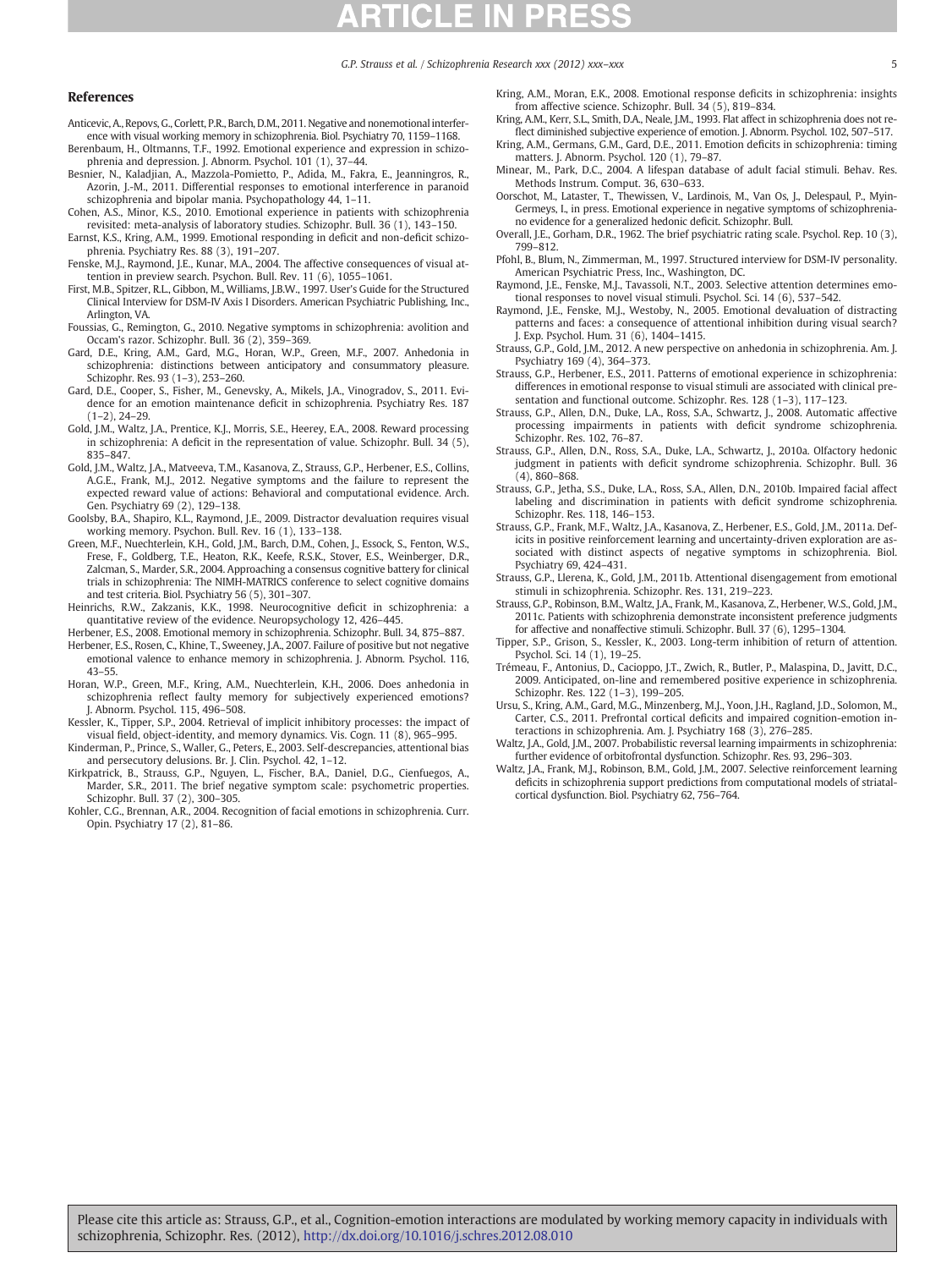## References

Anticevic, A., Repovs, G., Corlett, P.R., Barch, D.M., 2011. Negative and nonemotional interference with visual working memory in schizophrenia. Biol. Psychiatry 70, 1159–1168.

Berenbaum, H., Oltmanns, T.F., 1992. Emotional experience and expression in schizophrenia and depression. J. Abnorm. Psychol. 101 (1), 37–44.

Besnier, N., Kaladjian, A., Mazzola-Pomietto, P., Adida, M., Fakra, E., Jeanningros, R., Azorin, J.-M., 2011. Differential responses to emotional interference in paranoid schizophrenia and bipolar mania. Psychopathology 44, 1–11.

Cohen, A.S., Minor, K.S., 2010. Emotional experience in patients with schizophrenia revisited: meta-analysis of laboratory studies. Schizophr. Bull. 36 (1), 143–150.

Earnst, K.S., Kring, A.M., 1999. Emotional responding in deficit and non-deficit schizophrenia. Psychiatry Res. 88 (3), 191–207.

Fenske, M.J., Raymond, J.E., Kunar, M.A., 2004. The affective consequences of visual attention in preview search. Psychon. Bull. Rev. 11 (6), 1055–1061.

First, M.B., Spitzer, R.L., Gibbon, M., Williams, J.B.W., 1997. User's Guide for the Structured Clinical Interview for DSM-IV Axis I Disorders. American Psychiatric Publishing, Inc., Arlington, VA.

Foussias, G., Remington, G., 2010. Negative symptoms in schizophrenia: avolition and Occam's razor. Schizophr. Bull. 36 (2), 359–369.

Gard, D.E., Kring, A.M., Gard, M.G., Horan, W.P., Green, M.F., 2007. Anhedonia in schizophrenia: distinctions between anticipatory and consummatory pleasure. Schizophr. Res. 93 (1–3), 253–260.

Gard, D.E., Cooper, S., Fisher, M., Genevsky, A., Mikels, J.A., Vinogradov, S., 2011. Evidence for an emotion maintenance deficit in schizophrenia. Psychiatry Res. 187 (1–2), 24–29.

Gold, J.M., Waltz, J.A., Prentice, K.J., Morris, S.E., Heerey, E.A., 2008. Reward processing in schizophrenia: A deficit in the representation of value. Schizophr. Bull. 34 (5), 835–847.

Gold, J.M., Waltz, J.A., Matveeva, T.M., Kasanova, Z., Strauss, G.P., Herbener, E.S., Collins, A.G.E., Frank, M.J., 2012. Negative symptoms and the failure to represent the expected reward value of actions: Behavioral and computational evidence. Arch. Gen. Psychiatry 69 (2), 129–138.

Goolsby, B.A., Shapiro, K.L., Raymond, J.E., 2009. Distractor devaluation requires visual working memory. Psychon. Bull. Rev. 16 (1), 133–138.

Green, M.F., Nuechterlein, K.H., Gold, J.M., Barch, D.M., Cohen, J., Essock, S., Fenton, W.S., Frese, F., Goldberg, T.E., Heaton, R.K., Keefe, R.S.K., Stover, E.S., Weinberger, D.R., Zalcman, S., Marder, S.R., 2004. Approaching a consensus cognitive battery for clinical trials in schizophrenia: The NIMH-MATRICS conference to select cognitive domains and test criteria. Biol. Psychiatry 56 (5), 301–307.

Heinrichs, R.W., Zakzanis, K.K., 1998. Neurocognitive deficit in schizophrenia: a quantitative review of the evidence. Neuropsychology 12, 426–445.

Herbener, E.S., 2008. Emotional memory in schizophrenia. Schizophr. Bull. 34, 875–887.

Herbener, E.S., Rosen, C., Khine, T., Sweeney, J.A., 2007. Failure of positive but not negative emotional valence to enhance memory in schizophrenia. J. Abnorm. Psychol. 116, 43–55.

Horan, W.P., Green, M.F., Kring, A.M., Nuechterlein, K.H., 2006. Does anhedonia in schizophrenia reflect faulty memory for subjectively experienced emotions? J. Abnorm. Psychol. 115, 496–508.

Kessler, K., Tipper, S.P., 2004. Retrieval of implicit inhibitory processes: the impact of visual field, object-identity, and memory dynamics. Vis. Cogn. 11 (8), 965–995.

Kinderman, P., Prince, S., Waller, G., Peters, E., 2003. Self-descrepancies, attentional bias and persecutory delusions. Br. J. Clin. Psychol. 42, 1–12.

Kirkpatrick, B., Strauss, G.P., Nguyen, L., Fischer, B.A., Daniel, D.G., Cienfuegos, A., Marder, S.R., 2011. The brief negative symptom scale: psychometric properties. Schizophr. Bull. 37 (2), 300–305.

Kohler, C.G., Brennan, A.R., 2004. Recognition of facial emotions in schizophrenia. Curr. Opin. Psychiatry 17 (2), 81–86.

Kring, A.M., Moran, E.K., 2008. Emotional response deficits in schizophrenia: insights from affective science. Schizophr. Bull. 34 (5), 819–834.

Kring, A.M., Kerr, S.L., Smith, D.A., Neale, J.M., 1993. Flat affect in schizophrenia does not reflect diminished subjective experience of emotion. J. Abnorm. Psychol. 102, 507–517.

Kring, A.M., Germans, G.M., Gard, D.E., 2011. Emotion deficits in schizophrenia: timing matters. J. Abnorm. Psychol. 120 (1), 79–87.

Minear, M., Park, D.C., 2004. A lifespan database of adult facial stimuli. Behav. Res. Methods Instrum. Comput. 36, 630–633.

Oorschot, M., Lataster, T., Thewissen, V., Lardinois, M., Van Os, J., Delespaul, P., Myin-Germeys, I., in press. Emotional experience in negative symptoms of schizophrenia-no evidence for a generalized hedonic deficit. Schizophr. Bull.

Overall, J.E., Gorham, D.R., 1962. The brief psychiatric rating scale. Psychol. Rep. 10 (3), 799–812.

Pfohl, B., Blum, N., Zimmerman, M., 1997. Structured interview for DSM-IV personality. American Psychiatric Press, Inc., Washington, DC.

Raymond, J.E., Fenske, M.J., Tavassoli, N.T., 2003. Selective attention determines emotional responses to novel visual stimuli. Psychol. Sci. 14 (6), 537–542.

Raymond, J.E., Fenske, M.J., Westoby, N., 2005. Emotional devaluation of distracting patterns and faces: a consequence of attentional inhibition during visual search? J. Exp. Psychol. Hum. 31 (6), 1404–1415.

Strauss, G.P., Gold, J.M., 2012. A new perspective on anhedonia in schizophrenia. Am. J. Psychiatry 169 (4), 364–373.

Strauss, G.P., Herbener, E.S., 2011. Patterns of emotional experience in schizophrenia: differences in emotional response to visual stimuli are associated with clinical presentation and functional outcome. Schizophr. Res. 128 (1–3), 117–123.

Strauss, G.P., Allen, D.N., Duke, L.A., Ross, S.A., Schwartz, J., 2008. Automatic affective processing impairments in patients with deficit syndrome schizophrenia. Schizophr. Res. 102, 76–87.

Strauss, G.P., Allen, D.N., Ross, S.A., Duke, L.A., Schwartz, J., 2010a. Olfactory hedonic judgment in patients with deficit syndrome schizophrenia. Schizophr. Bull. 36 (4), 860–868.

Strauss, G.P., Jetha, S.S., Duke, L.A., Ross, S.A., Allen, D.N., 2010b. Impaired facial affect labeling and discrimination in patients with deficit syndrome schizophrenia. Schizophr. Res. 118, 146–153.

Strauss, G.P., Frank, M.F., Waltz, J.A., Kasanova, Z., Herbener, E.S., Gold, J.M., 2011a. Deficits in positive reinforcement learning and uncertainty-driven exploration are associated with distinct aspects of negative symptoms in schizophrenia. Biol. Psychiatry 69, 424–431.

Strauss, G.P., Llerena, K., Gold, J.M., 2011b. Attentional disengagement from emotional stimuli in schizophrenia. Schizophr. Res. 131, 219–223.

Strauss, G.P., Robinson, B.M., Waltz, J.A., Frank, M., Kasanova, Z., Herbener, W.S., Gold, J.M., 2011c. Patients with schizophrenia demonstrate inconsistent preference judgments for affective and nonaffective stimuli. Schizophr. Bull. 37 (6), 1295–1304.

Tipper, S.P., Grison, S., Kessler, K., 2003. Long-term inhibition of return of attention. Psychol. Sci. 14 (1), 19–25.

Trémeau, F., Antonius, D., Cacioppo, J.T., Zwich, R., Butler, P., Malaspina, D., Javitt, D.C., 2009. Anticipated, on-line and remembered positive experience in schizophrenia. Schizophr. Res. 122 (1–3), 199–205.

Ursu, S., Kring, A.M., Gard, M.G., Minzenberg, M.J., Yoon, J.H., Ragland, J.D., Solomon, M., Carter, C.S., 2011. Prefrontal cortical deficits and impaired cognition-emotion interactions in schizophrenia. Am. J. Psychiatry 168 (3), 276–285.

Waltz, J.A., Gold, J.M., 2007. Probabilistic reversal learning impairments in schizophrenia: further evidence of orbitofrontal dysfunction. Schizophr. Res. 93, 296–303.

Waltz, J.A., Frank, M.J., Robinson, B.M., Gold, J.M., 2007. Selective reinforcement learning deficits in schizophrenia support predictions from computational models of striatal-cortical dysfunction. Biol. Psychiatry 62, 756–764.

Please cite this article as: Strauss, G.P., et al., Cognition-emotion interactions are modulated by working memory capacity in individuals with schizophrenia, Schizophr. Res. (2012), http://dx.doi.org/10.1016/j.schres.2012.08.010